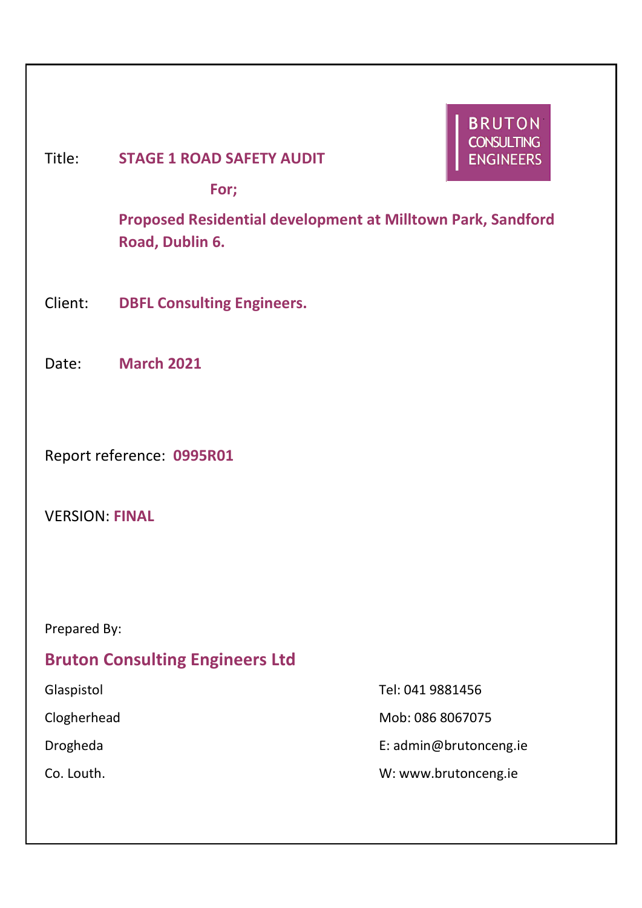BRUTON CONSULTING ENGINEERS

Title: **STAGE 1 ROAD SAFETY AUDIT**

**For;**

**Proposed Residential development at Milltown Park, Sandford Road, Dublin 6.**

Client: **DBFL Consulting Engineers.**

Date: **March 2021**

Report reference: **0995R01**

VERSION: **FINAL**

Prepared By:

## Bruton Consulting Engineers Ltd

Glaspistol
Clogherhead
Drogheda
Co. Louth.

Tel: 041 9881456
Mob: 086 8067075
E: admin@brutonceng.ie
W: www.brutonceng.ie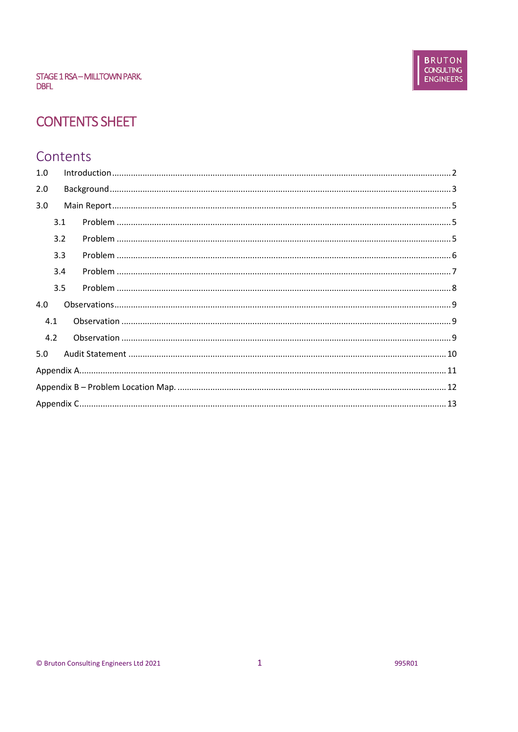# CONTENTS SHEET

## Contents

1.0 Introduction ..... 2

2.0 Background ..... 3

3.0 Main Report ..... 5

- 3.1 Problem ..... 5
- 3.2 Problem ..... 5
- 3.3 Problem ..... 6
- 3.4 Problem ..... 7
- 3.5 Problem ..... 8

4.0 Observations ..... 9

- 4.1 Observation ..... 9
- 4.2 Observation ..... 9

5.0 Audit Statement ..... 10

Appendix A ..... 11

Appendix B – Problem Location Map. ..... 12

Appendix C ..... 13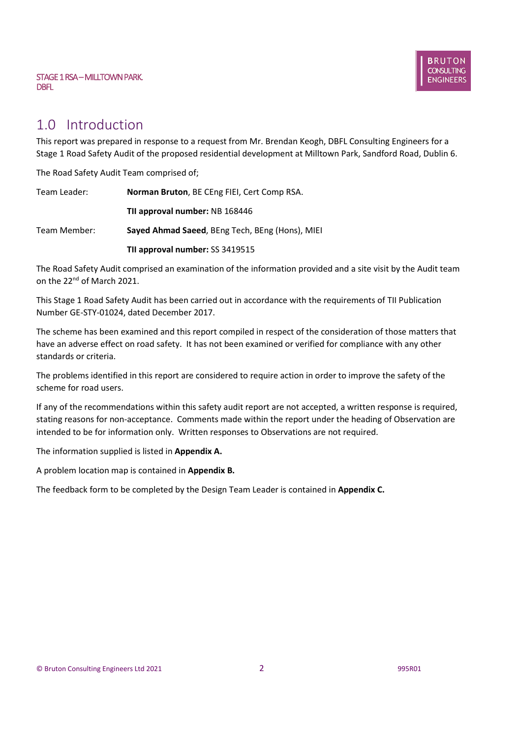# 1.0 Introduction

This report was prepared in response to a request from Mr. Brendan Keogh, DBFL Consulting Engineers for a Stage 1 Road Safety Audit of the proposed residential development at Milltown Park, Sandford Road, Dublin 6.

The Road Safety Audit Team comprised of;

Team Leader: **Norman Bruton**, BE CEng FIEI, Cert Comp RSA.

**TII approval number:** NB 168446

Team Member: **Sayed Ahmad Saeed**, BEng Tech, BEng (Hons), MIEI

**TII approval number:** SS 3419515

The Road Safety Audit comprised an examination of the information provided and a site visit by the Audit team on the 22nd of March 2021.

This Stage 1 Road Safety Audit has been carried out in accordance with the requirements of TII Publication Number GE-STY-01024, dated December 2017.

The scheme has been examined and this report compiled in respect of the consideration of those matters that have an adverse effect on road safety. It has not been examined or verified for compliance with any other standards or criteria.

The problems identified in this report are considered to require action in order to improve the safety of the scheme for road users.

If any of the recommendations within this safety audit report are not accepted, a written response is required, stating reasons for non-acceptance. Comments made within the report under the heading of Observation are intended to be for information only. Written responses to Observations are not required.

The information supplied is listed in **Appendix A.**

A problem location map is contained in **Appendix B.**

The feedback form to be completed by the Design Team Leader is contained in **Appendix C.**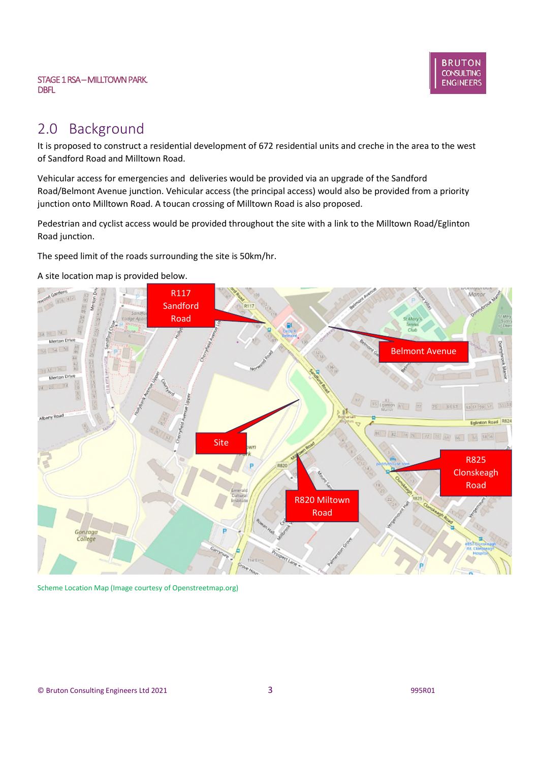## 2.0 Background

It is proposed to construct a residential development of 672 residential units and creche in the area to the west of Sandford Road and Milltown Road.

Vehicular access for emergencies and deliveries would be provided via an upgrade of the Sandford Road/Belmont Avenue junction. Vehicular access (the principal access) would also be provided from a priority junction onto Milltown Road. A toucan crossing of Milltown Road is also proposed.

Pedestrian and cyclist access would be provided throughout the site with a link to the Milltown Road/Eglinton Road junction.

The speed limit of the roads surrounding the site is 50km/hr.

A site location map is provided below.

Scheme Location Map (Image courtesy of Openstreetmap.org)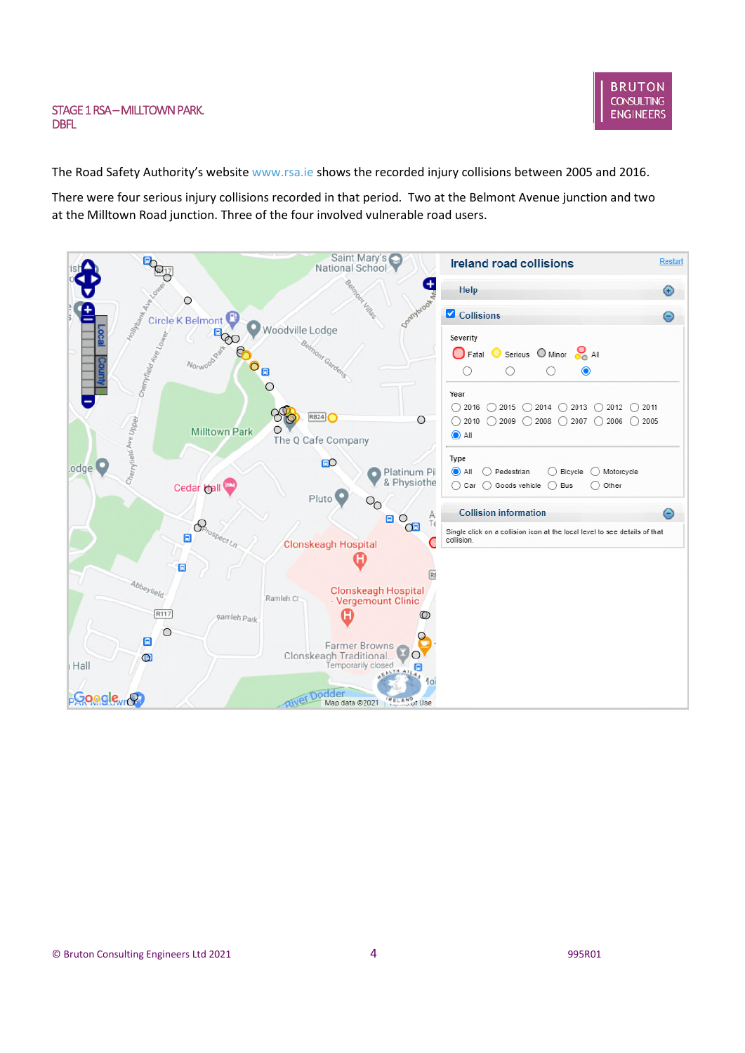The Road Safety Authority's website www.rsa.ie shows the recorded injury collisions between 2005 and 2016.

There were four serious injury collisions recorded in that period. Two at the Belmont Avenue junction and two at the Milltown Road junction. Three of the four involved vulnerable road users.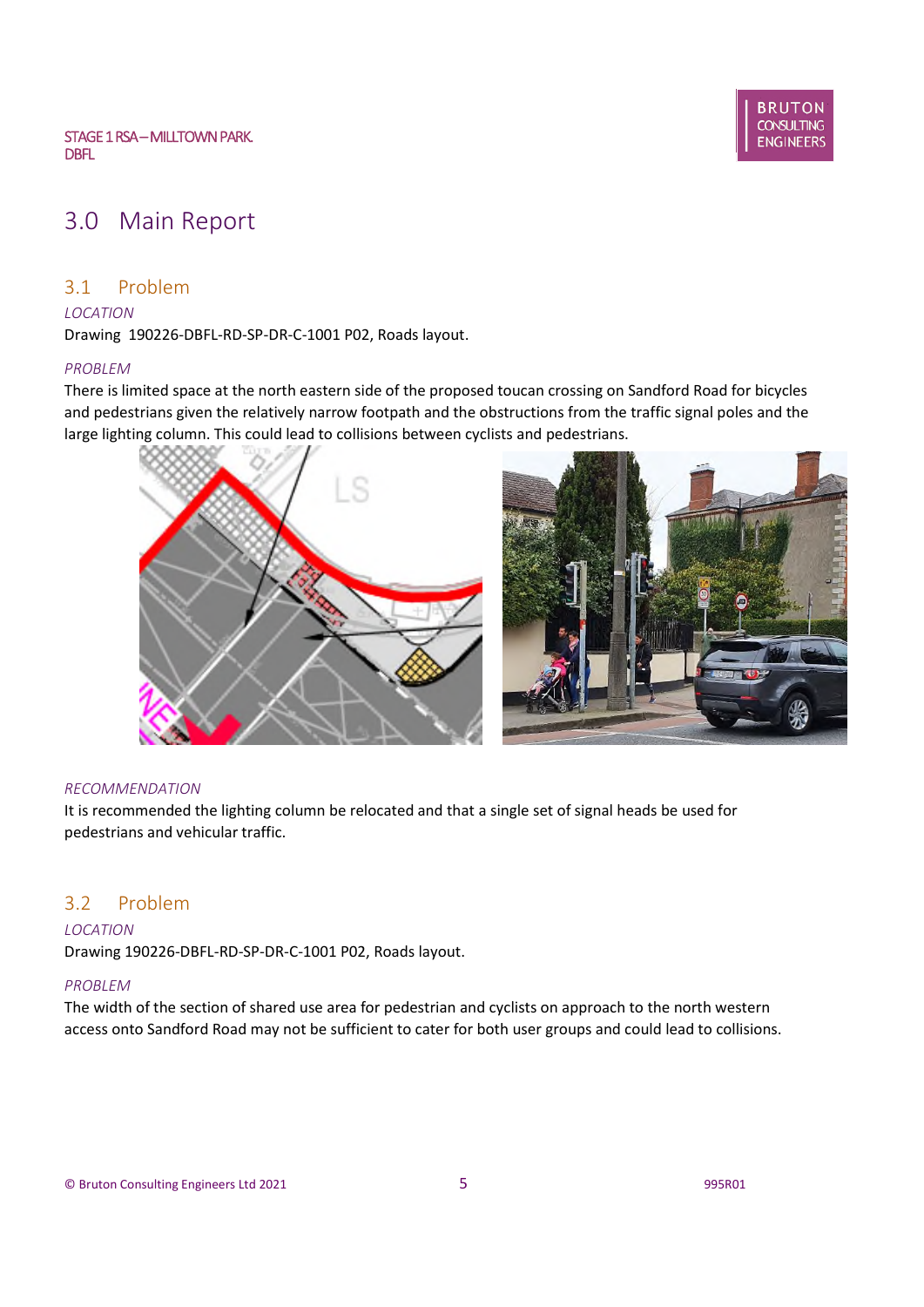# 3.0 Main Report

## 3.1 Problem

*LOCATION*

Drawing 190226-DBFL-RD-SP-DR-C-1001 P02, Roads layout.

*PROBLEM*

There is limited space at the north eastern side of the proposed toucan crossing on Sandford Road for bicycles and pedestrians given the relatively narrow footpath and the obstructions from the traffic signal poles and the large lighting column. This could lead to collisions between cyclists and pedestrians.

*RECOMMENDATION*

It is recommended the lighting column be relocated and that a single set of signal heads be used for pedestrians and vehicular traffic.

## 3.2 Problem

*LOCATION*

Drawing 190226-DBFL-RD-SP-DR-C-1001 P02, Roads layout.

*PROBLEM*

The width of the section of shared use area for pedestrian and cyclists on approach to the north western access onto Sandford Road may not be sufficient to cater for both user groups and could lead to collisions.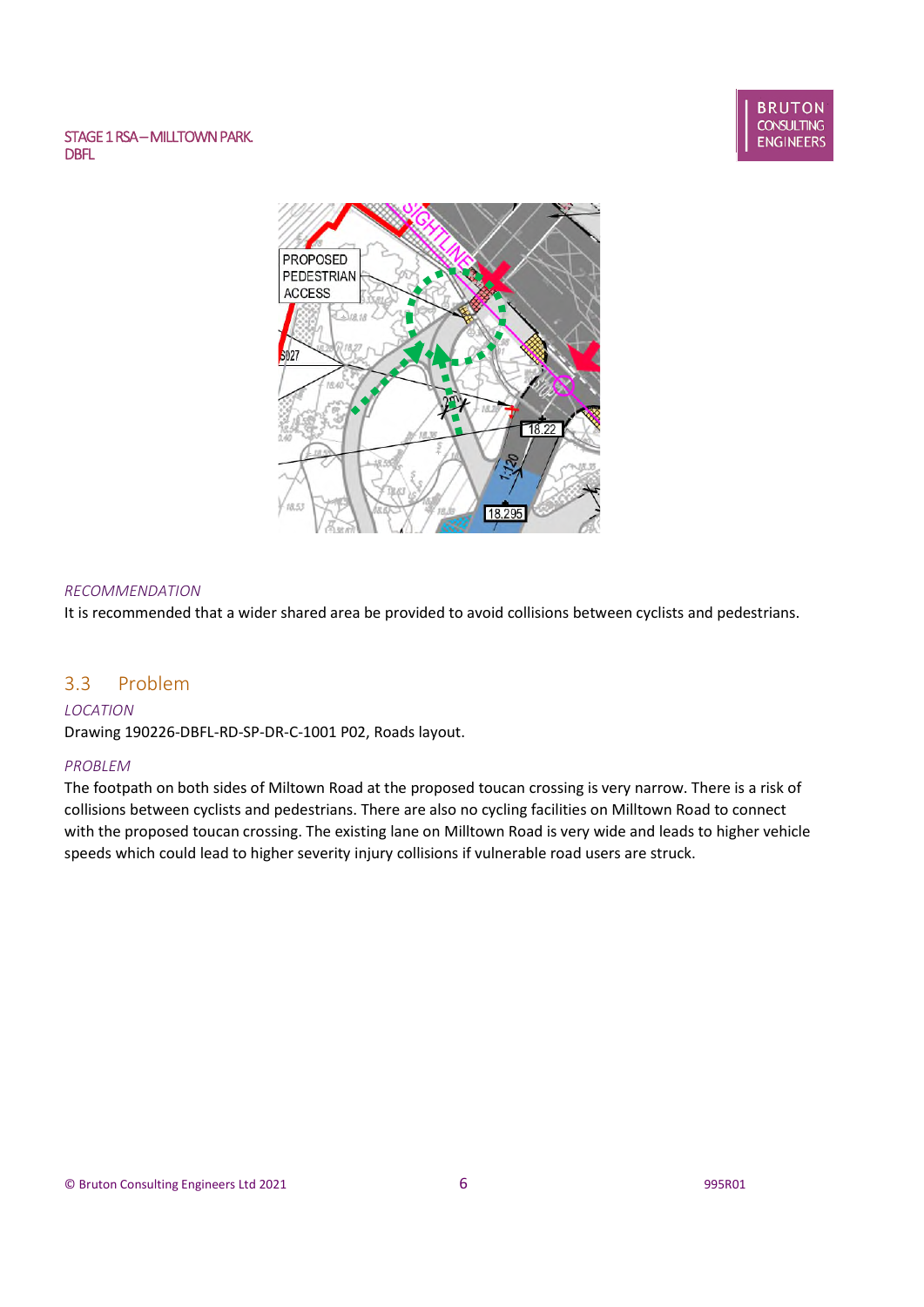*RECOMMENDATION*

It is recommended that a wider shared area be provided to avoid collisions between cyclists and pedestrians.

## 3.3 Problem

*LOCATION*

Drawing 190226-DBFL-RD-SP-DR-C-1001 P02, Roads layout.

*PROBLEM*

The footpath on both sides of Miltown Road at the proposed toucan crossing is very narrow. There is a risk of collisions between cyclists and pedestrians. There are also no cycling facilities on Milltown Road to connect with the proposed toucan crossing. The existing lane on Milltown Road is very wide and leads to higher vehicle speeds which could lead to higher severity injury collisions if vulnerable road users are struck.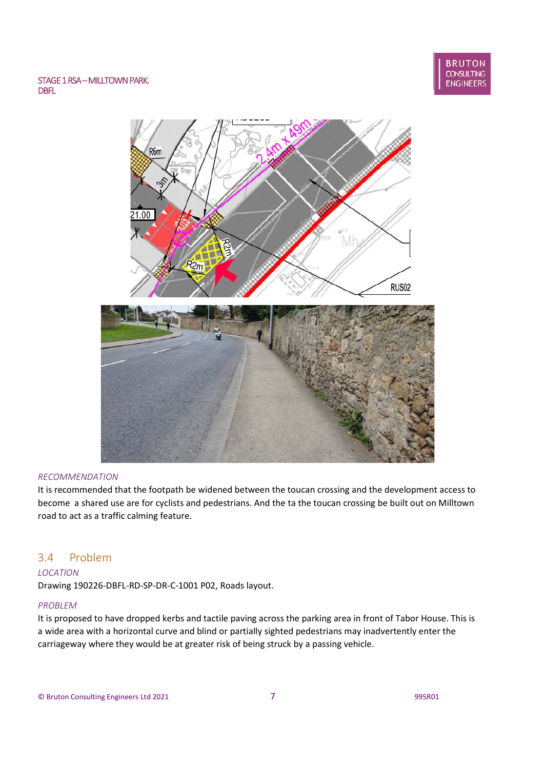*RECOMMENDATION*

It is recommended that the footpath be widened between the toucan crossing and the development access to become  a shared use are for cyclists and pedestrians. And the ta the toucan crossing be built out on Milltown road to act as a traffic calming feature.

## 3.4 Problem

*LOCATION*

Drawing 190226-DBFL-RD-SP-DR-C-1001 P02, Roads layout.

*PROBLEM*

It is proposed to have dropped kerbs and tactile paving across the parking area in front of Tabor House. This is a wide area with a horizontal curve and blind or partially sighted pedestrians may inadvertently enter the carriageway where they would be at greater risk of being struck by a passing vehicle.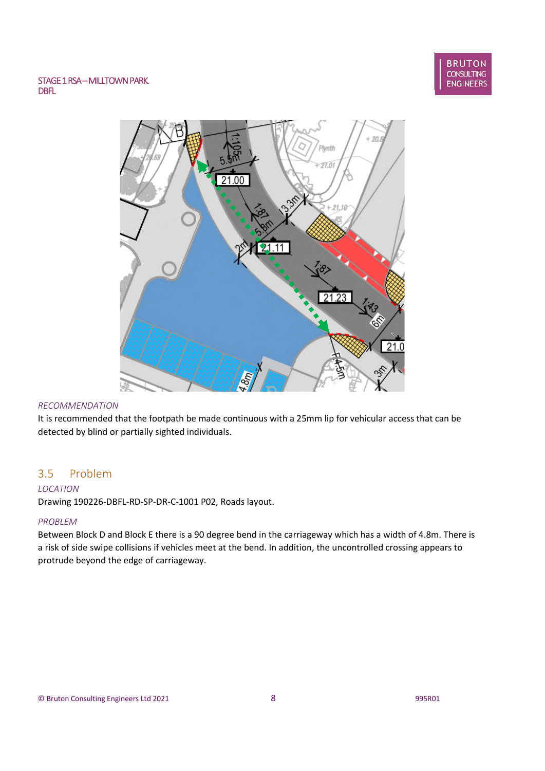*RECOMMENDATION*

It is recommended that the footpath be made continuous with a 25mm lip for vehicular access that can be detected by blind or partially sighted individuals.

## 3.5 Problem

*LOCATION*

Drawing 190226-DBFL-RD-SP-DR-C-1001 P02, Roads layout.

*PROBLEM*

Between Block D and Block E there is a 90 degree bend in the carriageway which has a width of 4.8m. There is a risk of side swipe collisions if vehicles meet at the bend. In addition, the uncontrolled crossing appears to protrude beyond the edge of carriageway.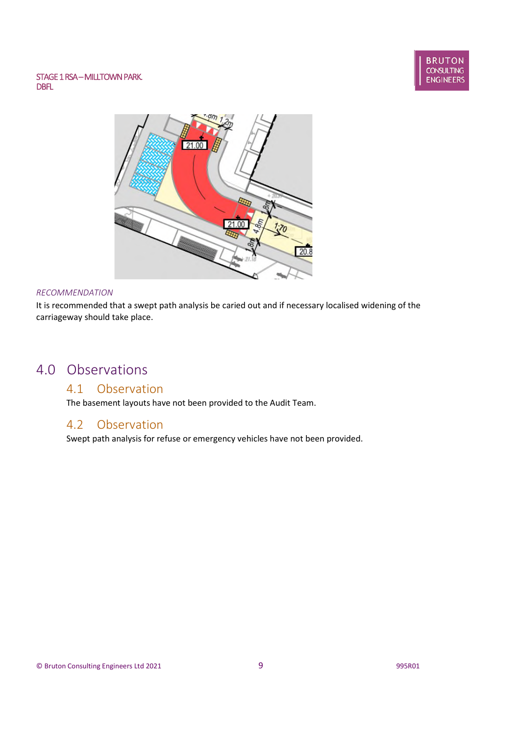*RECOMMENDATION*

It is recommended that a swept path analysis be caried out and if necessary localised widening of the carriageway should take place.

# 4.0 Observations

## 4.1 Observation

The basement layouts have not been provided to the Audit Team.

## 4.2 Observation

Swept path analysis for refuse or emergency vehicles have not been provided.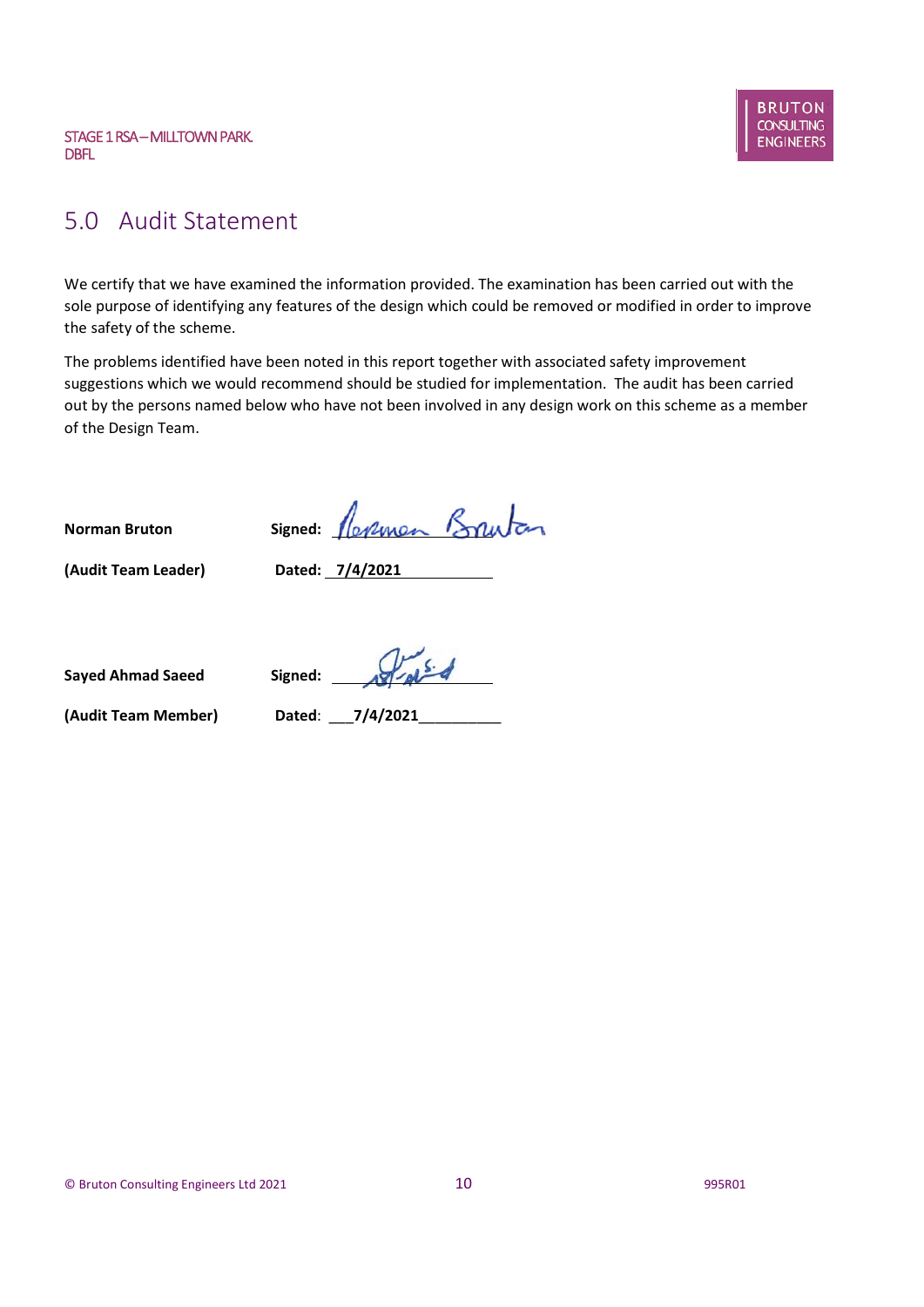# 5.0 Audit Statement

We certify that we have examined the information provided. The examination has been carried out with the sole purpose of identifying any features of the design which could be removed or modified in order to improve the safety of the scheme.

The problems identified have been noted in this report together with associated safety improvement suggestions which we would recommend should be studied for implementation. The audit has been carried out by the persons named below who have not been involved in any design work on this scheme as a member of the Design Team.

**Norman Bruton** **Signed:**

**(Audit Team Leader)** **Dated: 7/4/2021**

**Sayed Ahmad Saeed** **Signed:**

**(Audit Team Member)** **Dated: 7/4/2021**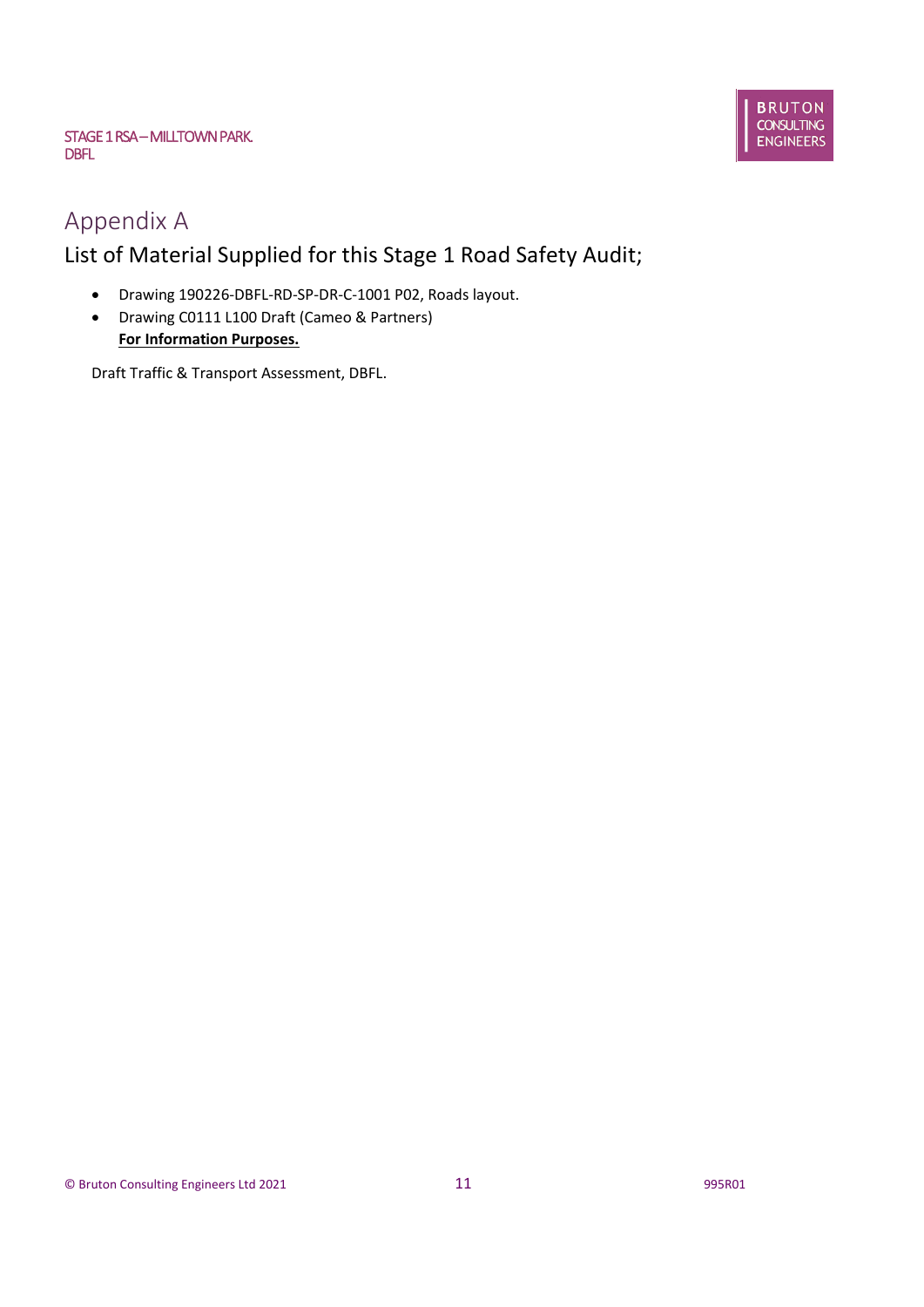# Appendix A

## List of Material Supplied for this Stage 1 Road Safety Audit;

- Drawing 190226-DBFL-RD-SP-DR-C-1001 P02, Roads layout.
- Drawing C0111 L100 Draft (Cameo & Partners)
  **For Information Purposes.**

Draft Traffic & Transport Assessment, DBFL.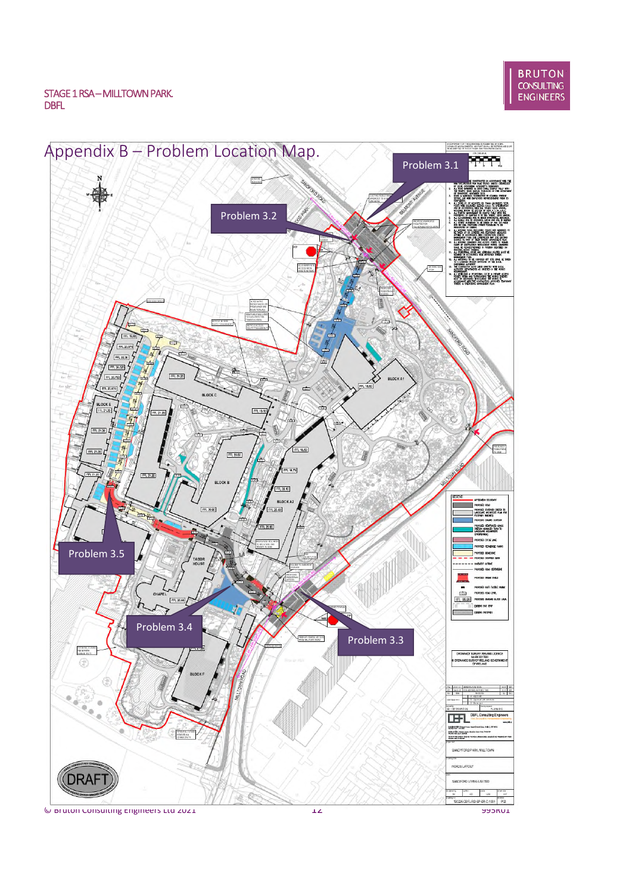# Appendix B – Problem Location Map.

Problem 3.1

Problem 3.2

Problem 3.3

Problem 3.4

Problem 3.5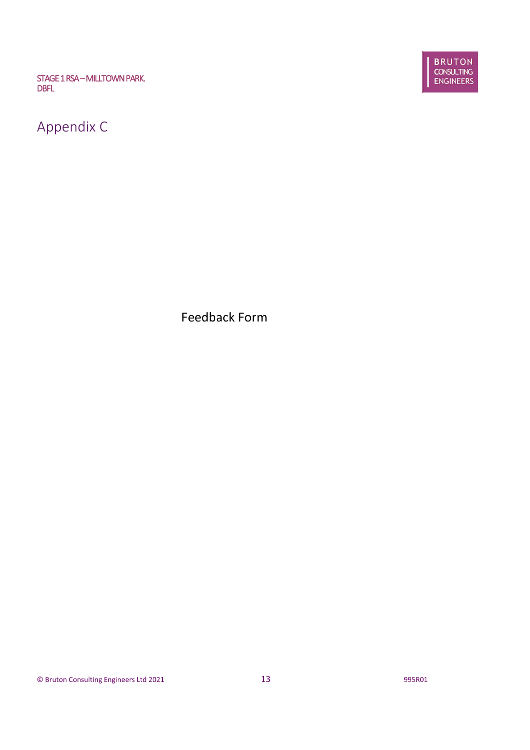# Appendix C

Feedback Form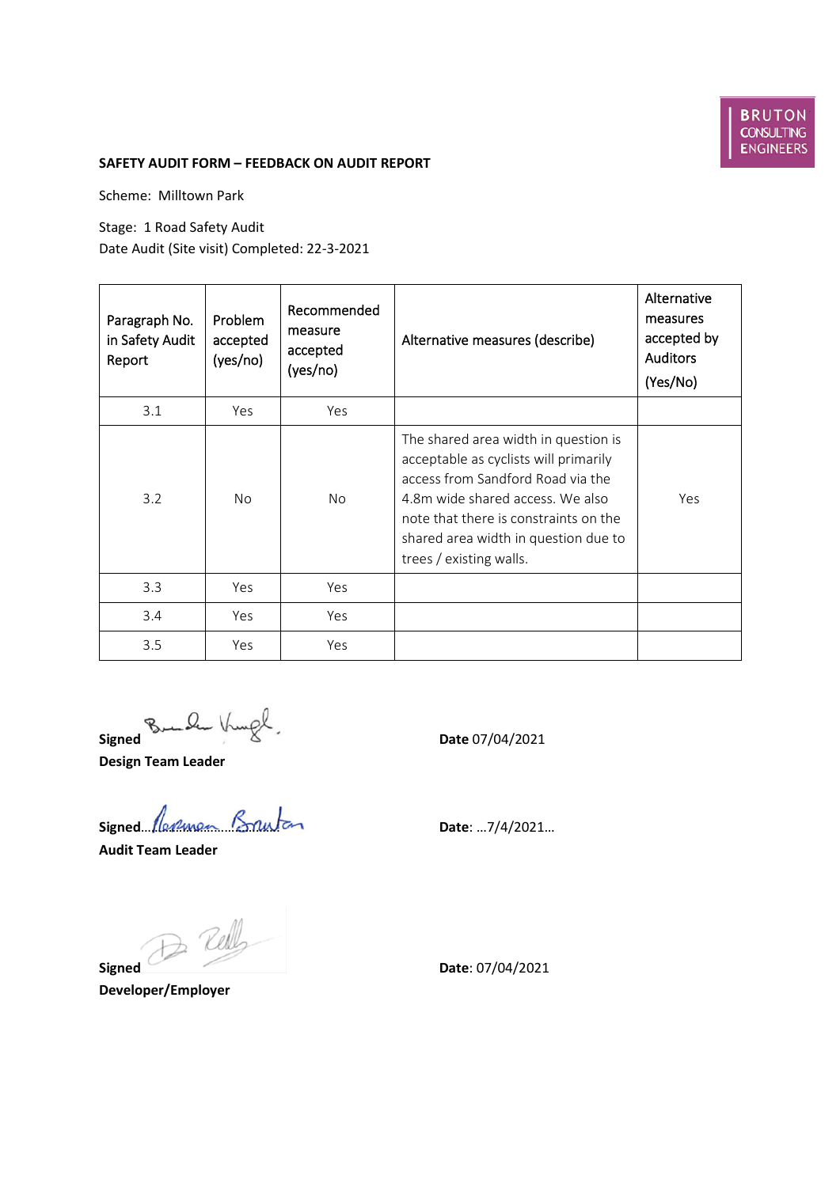BRUTON CONSULTING ENGINEERS

**SAFETY AUDIT FORM – FEEDBACK ON AUDIT REPORT**

Scheme: Milltown Park

Stage: 1 Road Safety Audit
Date Audit (Site visit) Completed: 22-3-2021

| Paragraph No. in Safety Audit Report | Problem accepted (yes/no) | Recommended measure accepted (yes/No) | Alternative measures (describe) | Alternative measures accepted by Auditors (Yes/No) |
|---|---|---|---|---|
| 3.1 | Yes | Yes | | |
| 3.2 | No | No | The shared area width in question is acceptable as cyclists will primarily access from Sandford Road via the 4.8m wide shared access. We also note that there is constraints on the shared area width in question due to trees / existing walls. | Yes |
| 3.3 | Yes | Yes | | |
| 3.4 | Yes | Yes | | |
| 3.5 | Yes | Yes | | |

**Signed** Brendan Keogh **Date** 07/04/2021
**Design Team Leader**

**Signed**...Norman Bruton........ **Date**: ...7/4/2021...
**Audit Team Leader**

**Signed** D Reilly **Date**: 07/04/2021
**Developer/Employer**